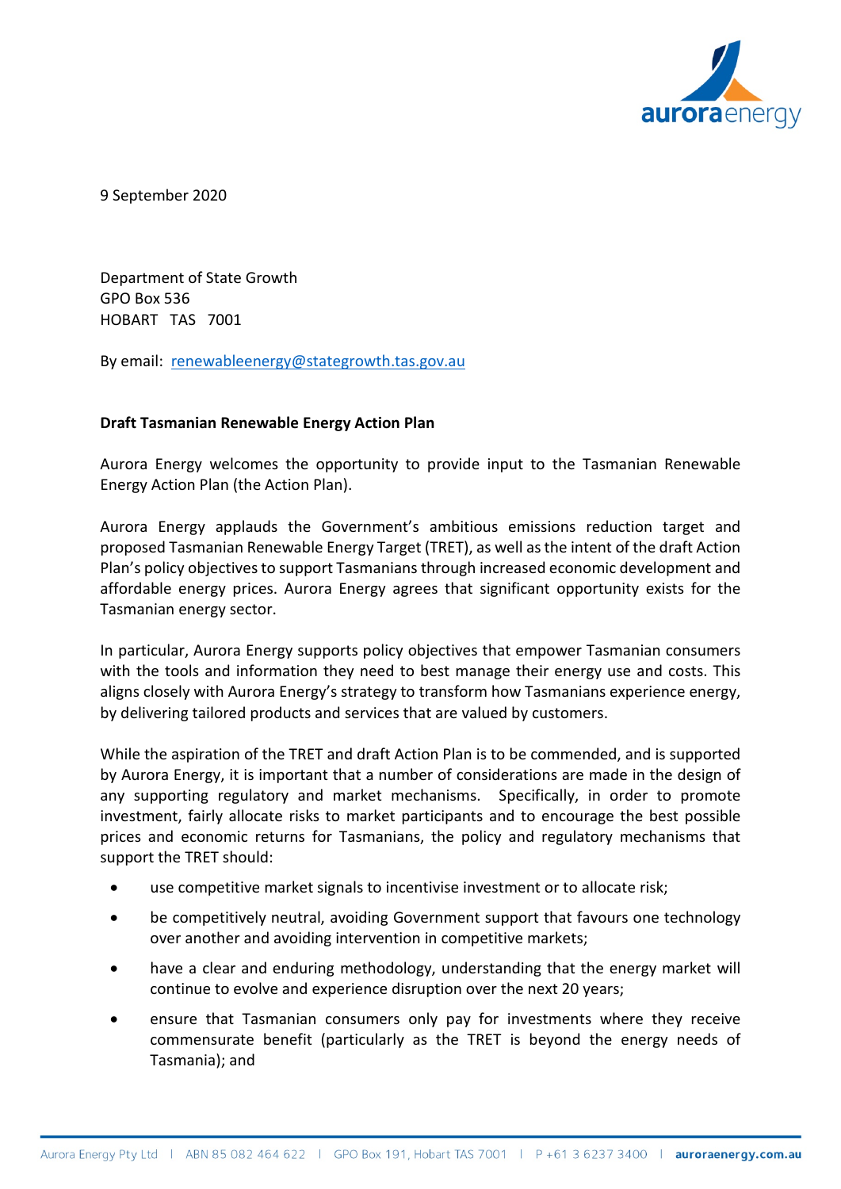9 September 2020

Department of State Growth
GPO Box 536
HOBART TAS 7001

By email: renewableenergy@stategrowth.tas.gov.au

**Draft Tasmanian Renewable Energy Action Plan**

Aurora Energy welcomes the opportunity to provide input to the Tasmanian Renewable Energy Action Plan (the Action Plan).

Aurora Energy applauds the Government's ambitious emissions reduction target and proposed Tasmanian Renewable Energy Target (TRET), as well as the intent of the draft Action Plan's policy objectives to support Tasmanians through increased economic development and affordable energy prices. Aurora Energy agrees that significant opportunity exists for the Tasmanian energy sector.

In particular, Aurora Energy supports policy objectives that empower Tasmanian consumers with the tools and information they need to best manage their energy use and costs. This aligns closely with Aurora Energy's strategy to transform how Tasmanians experience energy, by delivering tailored products and services that are valued by customers.

While the aspiration of the TRET and draft Action Plan is to be commended, and is supported by Aurora Energy, it is important that a number of considerations are made in the design of any supporting regulatory and market mechanisms. Specifically, in order to promote investment, fairly allocate risks to market participants and to encourage the best possible prices and economic returns for Tasmanians, the policy and regulatory mechanisms that support the TRET should:

- use competitive market signals to incentivise investment or to allocate risk;
- be competitively neutral, avoiding Government support that favours one technology over another and avoiding intervention in competitive markets;
- have a clear and enduring methodology, understanding that the energy market will continue to evolve and experience disruption over the next 20 years;
- ensure that Tasmanian consumers only pay for investments where they receive commensurate benefit (particularly as the TRET is beyond the energy needs of Tasmania); and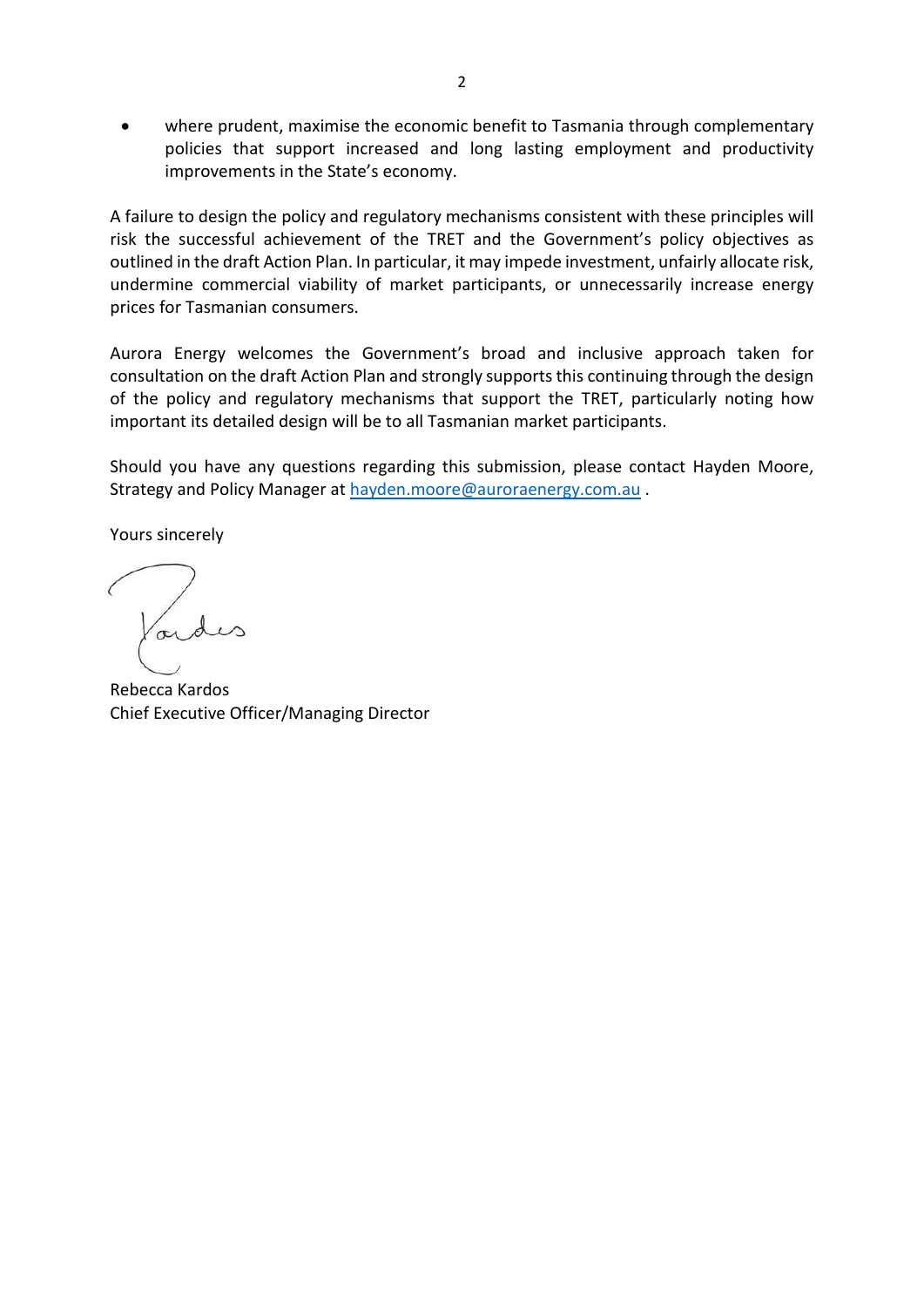- where prudent, maximise the economic benefit to Tasmania through complementary policies that support increased and long lasting employment and productivity improvements in the State's economy.

A failure to design the policy and regulatory mechanisms consistent with these principles will risk the successful achievement of the TRET and the Government's policy objectives as outlined in the draft Action Plan. In particular, it may impede investment, unfairly allocate risk, undermine commercial viability of market participants, or unnecessarily increase energy prices for Tasmanian consumers.

Aurora Energy welcomes the Government's broad and inclusive approach taken for consultation on the draft Action Plan and strongly supports this continuing through the design of the policy and regulatory mechanisms that support the TRET, particularly noting how important its detailed design will be to all Tasmanian market participants.

Should you have any questions regarding this submission, please contact Hayden Moore, Strategy and Policy Manager at hayden.moore@auroraenergy.com.au .

Yours sincerely

Rebecca Kardos
Chief Executive Officer/Managing Director